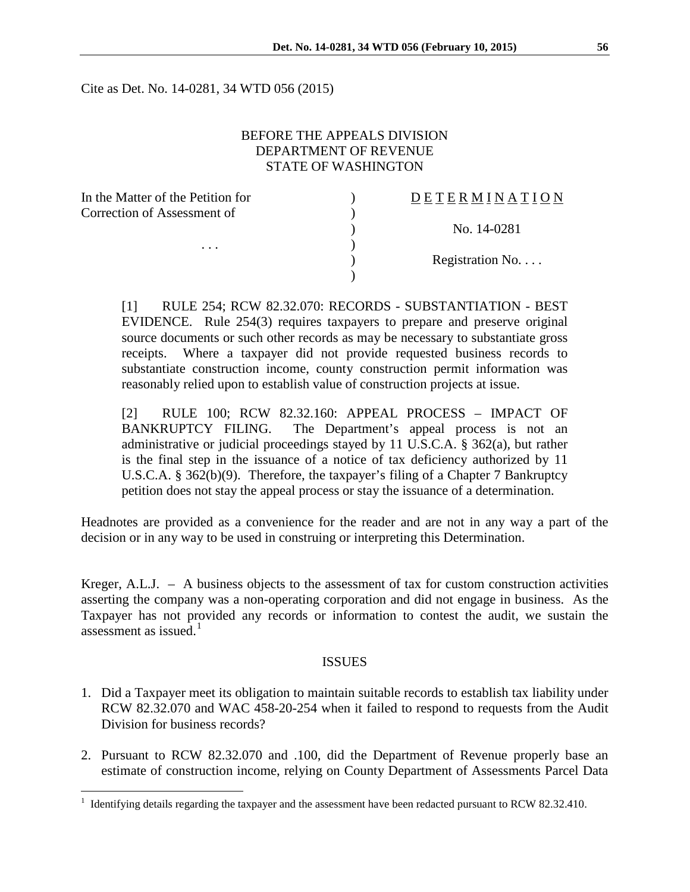Cite as Det. No. 14-0281, 34 WTD 056 (2015)

BEFORE THE APPEALS DIVISION
DEPARTMENT OF REVENUE
STATE OF WASHINGTON

| In the Matter of the Petition for Correction of Assessment of | ) | D E T E R M I N A T I O N |
|---|---|---|
| | ) | No. 14-0281 |
| . . . | ) | |
| | ) | Registration No. . . . |

[1] RULE 254; RCW 82.32.070: RECORDS - SUBSTANTIATION - BEST EVIDENCE. Rule 254(3) requires taxpayers to prepare and preserve original source documents or such other records as may be necessary to substantiate gross receipts. Where a taxpayer did not provide requested business records to substantiate construction income, county construction permit information was reasonably relied upon to establish value of construction projects at issue.

[2] RULE 100; RCW 82.32.160: APPEAL PROCESS – IMPACT OF BANKRUPTCY FILING. The Department's appeal process is not an administrative or judicial proceedings stayed by 11 U.S.C.A. § 362(a), but rather is the final step in the issuance of a notice of tax deficiency authorized by 11 U.S.C.A. § 362(b)(9). Therefore, the taxpayer's filing of a Chapter 7 Bankruptcy petition does not stay the appeal process or stay the issuance of a determination.

Headnotes are provided as a convenience for the reader and are not in any way a part of the decision or in any way to be used in construing or interpreting this Determination.

Kreger, A.L.J. – A business objects to the assessment of tax for custom construction activities asserting the company was a non-operating corporation and did not engage in business. As the Taxpayer has not provided any records or information to contest the audit, we sustain the assessment as issued.[1]

## ISSUES

1. Did a Taxpayer meet its obligation to maintain suitable records to establish tax liability under RCW 82.32.070 and WAC 458-20-254 when it failed to respond to requests from the Audit Division for business records?

2. Pursuant to RCW 82.32.070 and .100, did the Department of Revenue properly base an estimate of construction income, relying on County Department of Assessments Parcel Data

[1] Identifying details regarding the taxpayer and the assessment have been redacted pursuant to RCW 82.32.410.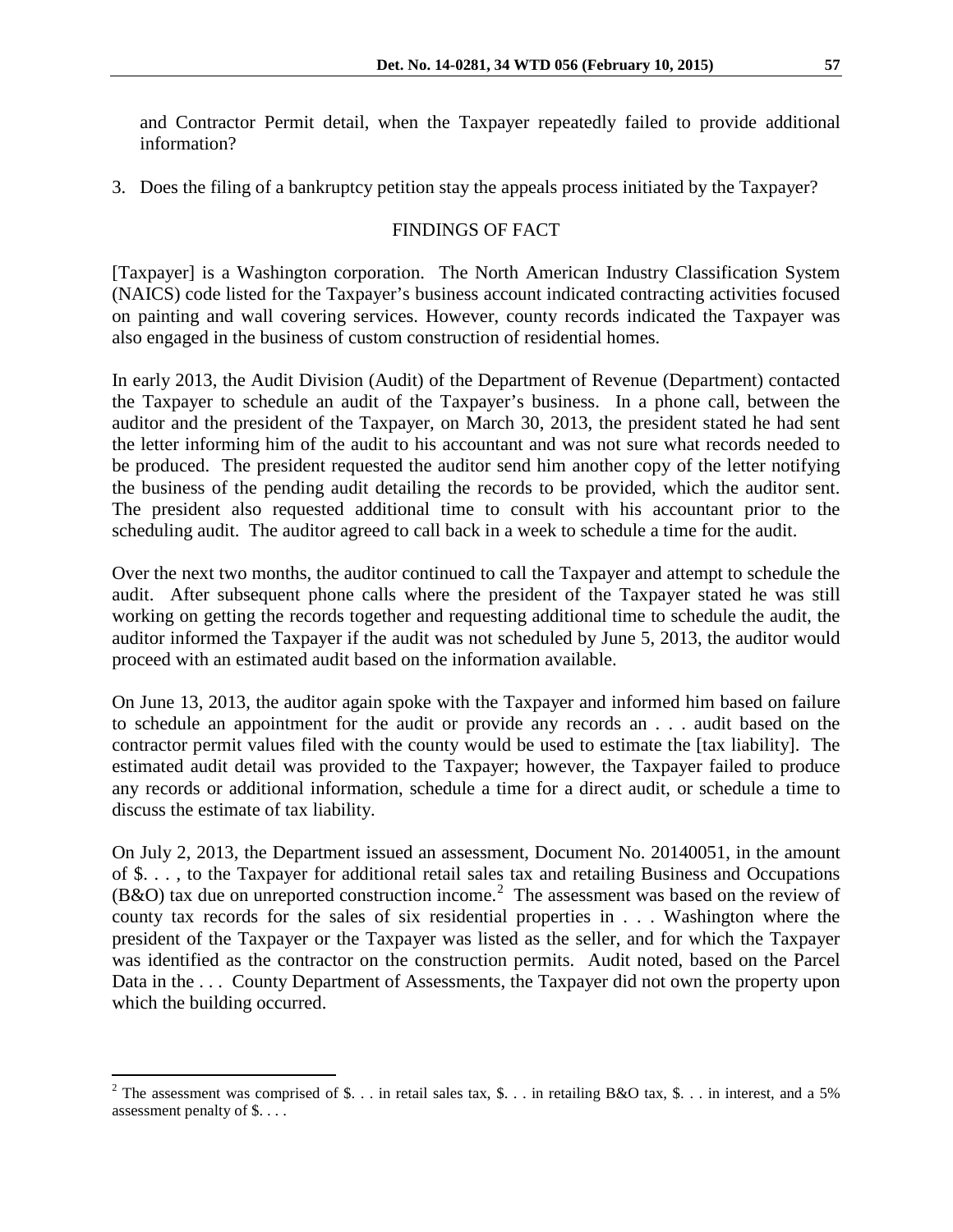and Contractor Permit detail, when the Taxpayer repeatedly failed to provide additional information?

3. Does the filing of a bankruptcy petition stay the appeals process initiated by the Taxpayer?

## FINDINGS OF FACT

[Taxpayer] is a Washington corporation. The North American Industry Classification System (NAICS) code listed for the Taxpayer's business account indicated contracting activities focused on painting and wall covering services. However, county records indicated the Taxpayer was also engaged in the business of custom construction of residential homes.

In early 2013, the Audit Division (Audit) of the Department of Revenue (Department) contacted the Taxpayer to schedule an audit of the Taxpayer's business. In a phone call, between the auditor and the president of the Taxpayer, on March 30, 2013, the president stated he had sent the letter informing him of the audit to his accountant and was not sure what records needed to be produced. The president requested the auditor send him another copy of the letter notifying the business of the pending audit detailing the records to be provided, which the auditor sent. The president also requested additional time to consult with his accountant prior to the scheduling audit. The auditor agreed to call back in a week to schedule a time for the audit.

Over the next two months, the auditor continued to call the Taxpayer and attempt to schedule the audit. After subsequent phone calls where the president of the Taxpayer stated he was still working on getting the records together and requesting additional time to schedule the audit, the auditor informed the Taxpayer if the audit was not scheduled by June 5, 2013, the auditor would proceed with an estimated audit based on the information available.

On June 13, 2013, the auditor again spoke with the Taxpayer and informed him based on failure to schedule an appointment for the audit or provide any records an . . . audit based on the contractor permit values filed with the county would be used to estimate the [tax liability]. The estimated audit detail was provided to the Taxpayer; however, the Taxpayer failed to produce any records or additional information, schedule a time for a direct audit, or schedule a time to discuss the estimate of tax liability.

On July 2, 2013, the Department issued an assessment, Document No. 20140051, in the amount of \$. . . , to the Taxpayer for additional retail sales tax and retailing Business and Occupations (B&O) tax due on unreported construction income.[2] The assessment was based on the review of county tax records for the sales of six residential properties in . . . Washington where the president of the Taxpayer or the Taxpayer was listed as the seller, and for which the Taxpayer was identified as the contractor on the construction permits. Audit noted, based on the Parcel Data in the . . . County Department of Assessments, the Taxpayer did not own the property upon which the building occurred.

[2] The assessment was comprised of \$. . . in retail sales tax, \$. . . in retailing B&O tax, \$. . . in interest, and a 5% assessment penalty of \$. . . .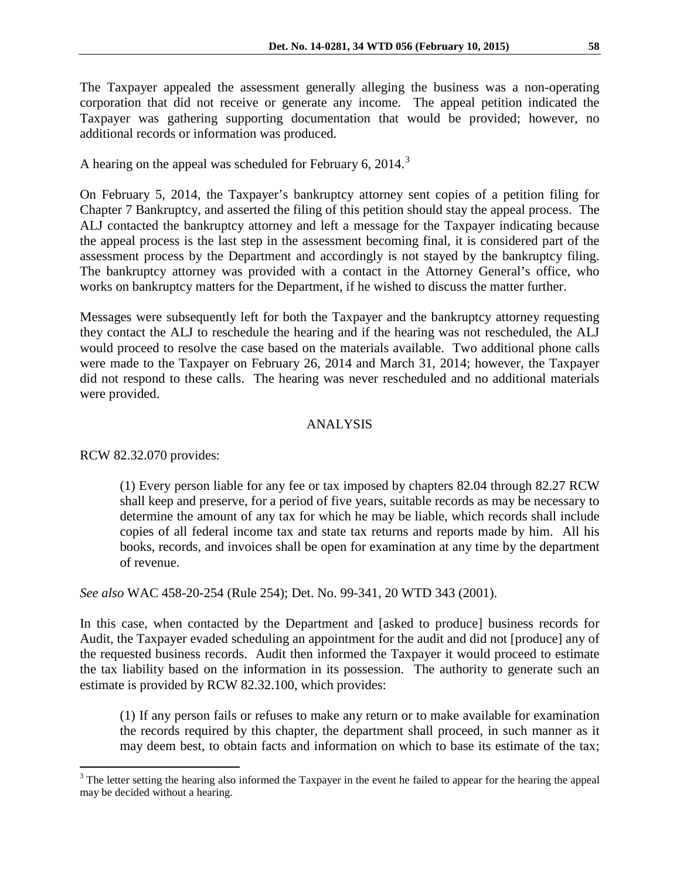The Taxpayer appealed the assessment generally alleging the business was a non-operating corporation that did not receive or generate any income. The appeal petition indicated the Taxpayer was gathering supporting documentation that would be provided; however, no additional records or information was produced.

A hearing on the appeal was scheduled for February 6, 2014.[3]

On February 5, 2014, the Taxpayer's bankruptcy attorney sent copies of a petition filing for Chapter 7 Bankruptcy, and asserted the filing of this petition should stay the appeal process. The ALJ contacted the bankruptcy attorney and left a message for the Taxpayer indicating because the appeal process is the last step in the assessment becoming final, it is considered part of the assessment process by the Department and accordingly is not stayed by the bankruptcy filing. The bankruptcy attorney was provided with a contact in the Attorney General's office, who works on bankruptcy matters for the Department, if he wished to discuss the matter further.

Messages were subsequently left for both the Taxpayer and the bankruptcy attorney requesting they contact the ALJ to reschedule the hearing and if the hearing was not rescheduled, the ALJ would proceed to resolve the case based on the materials available. Two additional phone calls were made to the Taxpayer on February 26, 2014 and March 31, 2014; however, the Taxpayer did not respond to these calls. The hearing was never rescheduled and no additional materials were provided.

## ANALYSIS

RCW 82.32.070 provides:

> (1) Every person liable for any fee or tax imposed by chapters 82.04 through 82.27 RCW shall keep and preserve, for a period of five years, suitable records as may be necessary to determine the amount of any tax for which he may be liable, which records shall include copies of all federal income tax and state tax returns and reports made by him. All his books, records, and invoices shall be open for examination at any time by the department of revenue.

*See also* WAC 458-20-254 (Rule 254); Det. No. 99-341, 20 WTD 343 (2001).

In this case, when contacted by the Department and [asked to produce] business records for Audit, the Taxpayer evaded scheduling an appointment for the audit and did not [produce] any of the requested business records. Audit then informed the Taxpayer it would proceed to estimate the tax liability based on the information in its possession. The authority to generate such an estimate is provided by RCW 82.32.100, which provides:

> (1) If any person fails or refuses to make any return or to make available for examination the records required by this chapter, the department shall proceed, in such manner as it may deem best, to obtain facts and information on which to base its estimate of the tax;

[3] The letter setting the hearing also informed the Taxpayer in the event he failed to appear for the hearing the appeal may be decided without a hearing.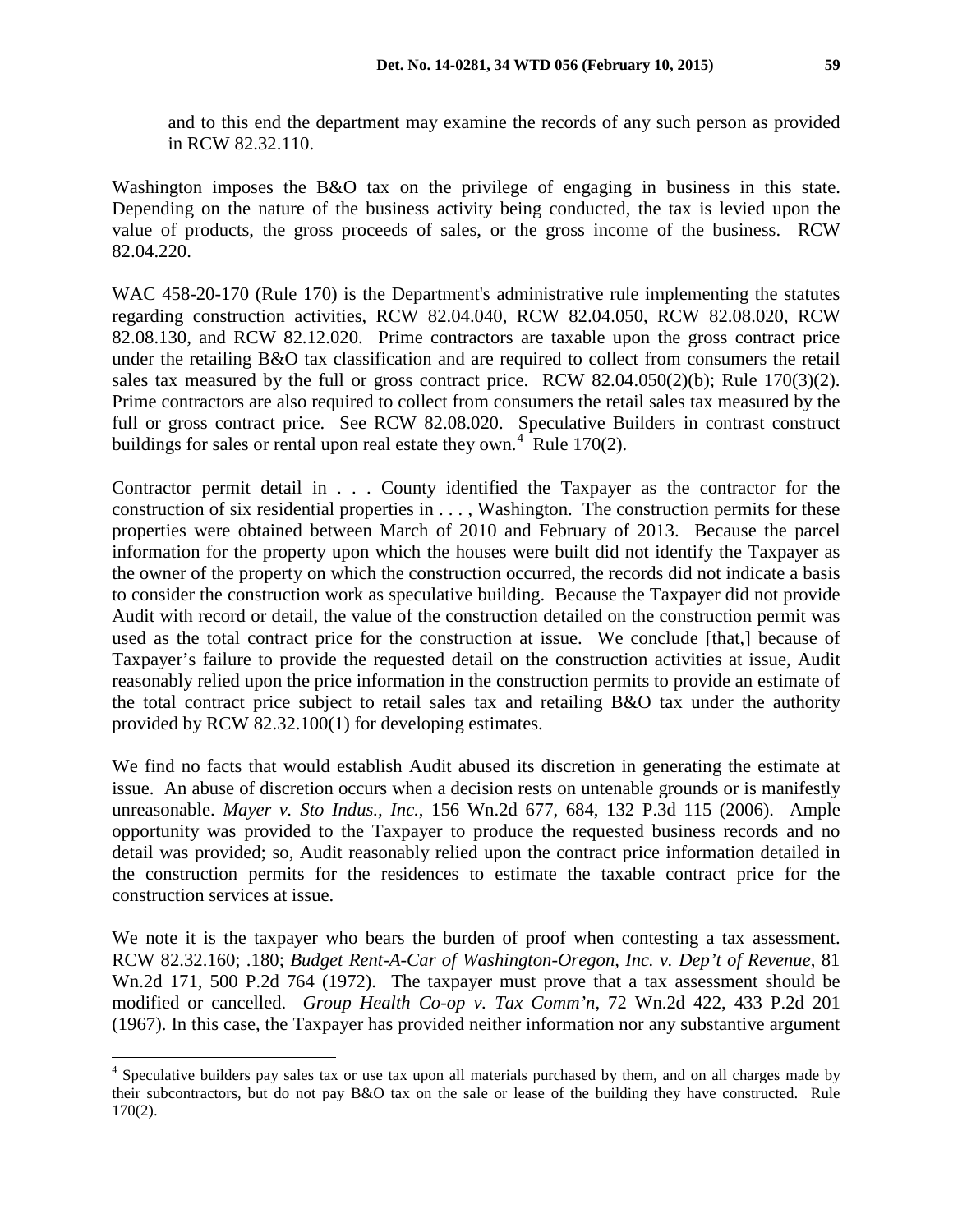and to this end the department may examine the records of any such person as provided in RCW 82.32.110.

Washington imposes the B&O tax on the privilege of engaging in business in this state. Depending on the nature of the business activity being conducted, the tax is levied upon the value of products, the gross proceeds of sales, or the gross income of the business. RCW 82.04.220.

WAC 458-20-170 (Rule 170) is the Department's administrative rule implementing the statutes regarding construction activities, RCW 82.04.040, RCW 82.04.050, RCW 82.08.020, RCW 82.08.130, and RCW 82.12.020. Prime contractors are taxable upon the gross contract price under the retailing B&O tax classification and are required to collect from consumers the retail sales tax measured by the full or gross contract price. RCW 82.04.050(2)(b); Rule 170(3)(2). Prime contractors are also required to collect from consumers the retail sales tax measured by the full or gross contract price. See RCW 82.08.020. Speculative Builders in contrast construct buildings for sales or rental upon real estate they own.[4] Rule 170(2).

Contractor permit detail in . . . County identified the Taxpayer as the contractor for the construction of six residential properties in . . . , Washington. The construction permits for these properties were obtained between March of 2010 and February of 2013. Because the parcel information for the property upon which the houses were built did not identify the Taxpayer as the owner of the property on which the construction occurred, the records did not indicate a basis to consider the construction work as speculative building. Because the Taxpayer did not provide Audit with record or detail, the value of the construction detailed on the construction permit was used as the total contract price for the construction at issue. We conclude [that,] because of Taxpayer's failure to provide the requested detail on the construction activities at issue, Audit reasonably relied upon the price information in the construction permits to provide an estimate of the total contract price subject to retail sales tax and retailing B&O tax under the authority provided by RCW 82.32.100(1) for developing estimates.

We find no facts that would establish Audit abused its discretion in generating the estimate at issue. An abuse of discretion occurs when a decision rests on untenable grounds or is manifestly unreasonable. *Mayer v. Sto Indus., Inc.*, 156 Wn.2d 677, 684, 132 P.3d 115 (2006). Ample opportunity was provided to the Taxpayer to produce the requested business records and no detail was provided; so, Audit reasonably relied upon the contract price information detailed in the construction permits for the residences to estimate the taxable contract price for the construction services at issue.

We note it is the taxpayer who bears the burden of proof when contesting a tax assessment. RCW 82.32.160; .180; *Budget Rent-A-Car of Washington-Oregon, Inc. v. Dep't of Revenue*, 81 Wn.2d 171, 500 P.2d 764 (1972). The taxpayer must prove that a tax assessment should be modified or cancelled. *Group Health Co-op v. Tax Comm'n*, 72 Wn.2d 422, 433 P.2d 201 (1967). In this case, the Taxpayer has provided neither information nor any substantive argument

---

[4] Speculative builders pay sales tax or use tax upon all materials purchased by them, and on all charges made by their subcontractors, but do not pay B&O tax on the sale or lease of the building they have constructed. Rule 170(2).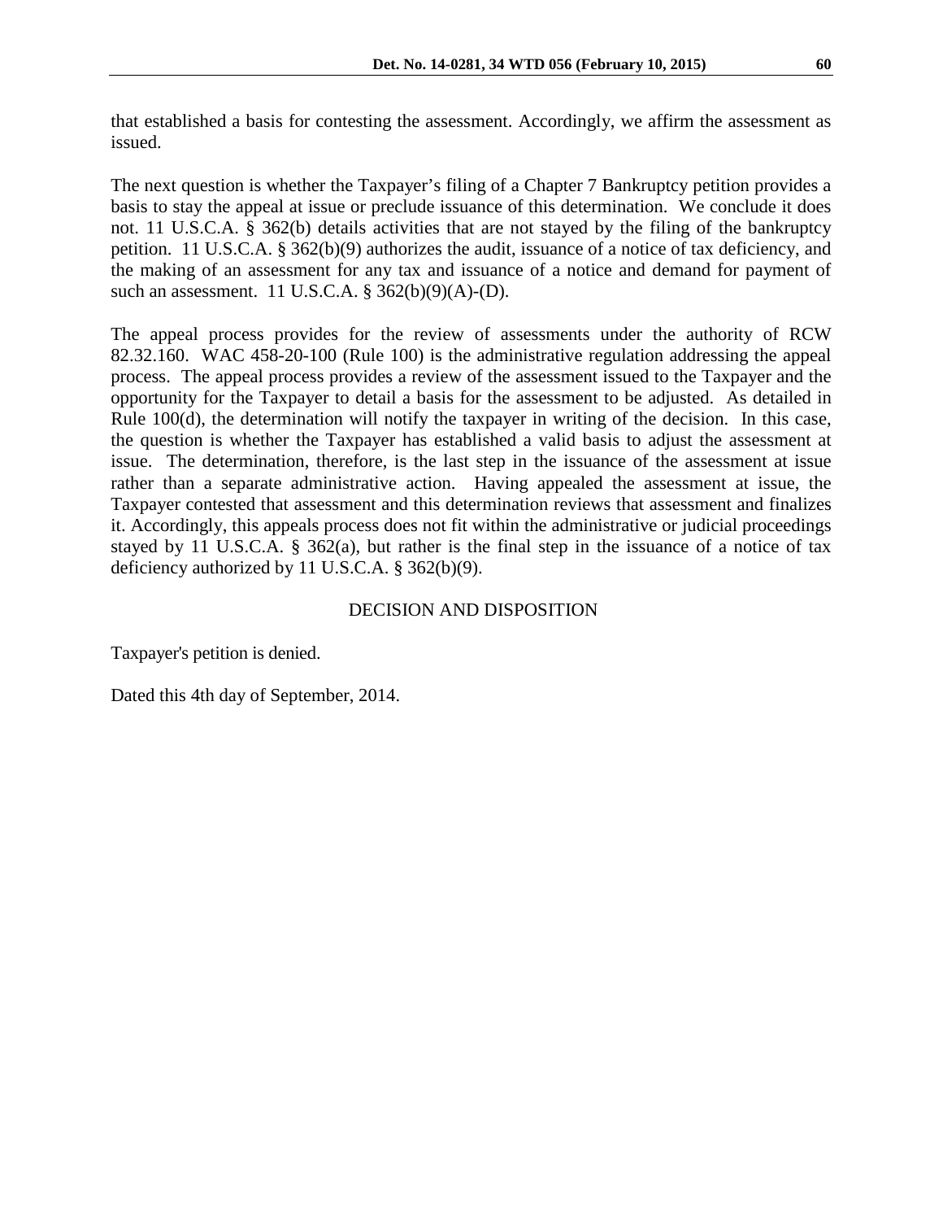that established a basis for contesting the assessment. Accordingly, we affirm the assessment as issued.

The next question is whether the Taxpayer's filing of a Chapter 7 Bankruptcy petition provides a basis to stay the appeal at issue or preclude issuance of this determination. We conclude it does not. 11 U.S.C.A. § 362(b) details activities that are not stayed by the filing of the bankruptcy petition. 11 U.S.C.A. § 362(b)(9) authorizes the audit, issuance of a notice of tax deficiency, and the making of an assessment for any tax and issuance of a notice and demand for payment of such an assessment. 11 U.S.C.A. § 362(b)(9)(A)-(D).

The appeal process provides for the review of assessments under the authority of RCW 82.32.160. WAC 458-20-100 (Rule 100) is the administrative regulation addressing the appeal process. The appeal process provides a review of the assessment issued to the Taxpayer and the opportunity for the Taxpayer to detail a basis for the assessment to be adjusted. As detailed in Rule 100(d), the determination will notify the taxpayer in writing of the decision. In this case, the question is whether the Taxpayer has established a valid basis to adjust the assessment at issue. The determination, therefore, is the last step in the issuance of the assessment at issue rather than a separate administrative action. Having appealed the assessment at issue, the Taxpayer contested that assessment and this determination reviews that assessment and finalizes it. Accordingly, this appeals process does not fit within the administrative or judicial proceedings stayed by 11 U.S.C.A. § 362(a), but rather is the final step in the issuance of a notice of tax deficiency authorized by 11 U.S.C.A. § 362(b)(9).

## DECISION AND DISPOSITION

Taxpayer's petition is denied.

Dated this 4th day of September, 2014.